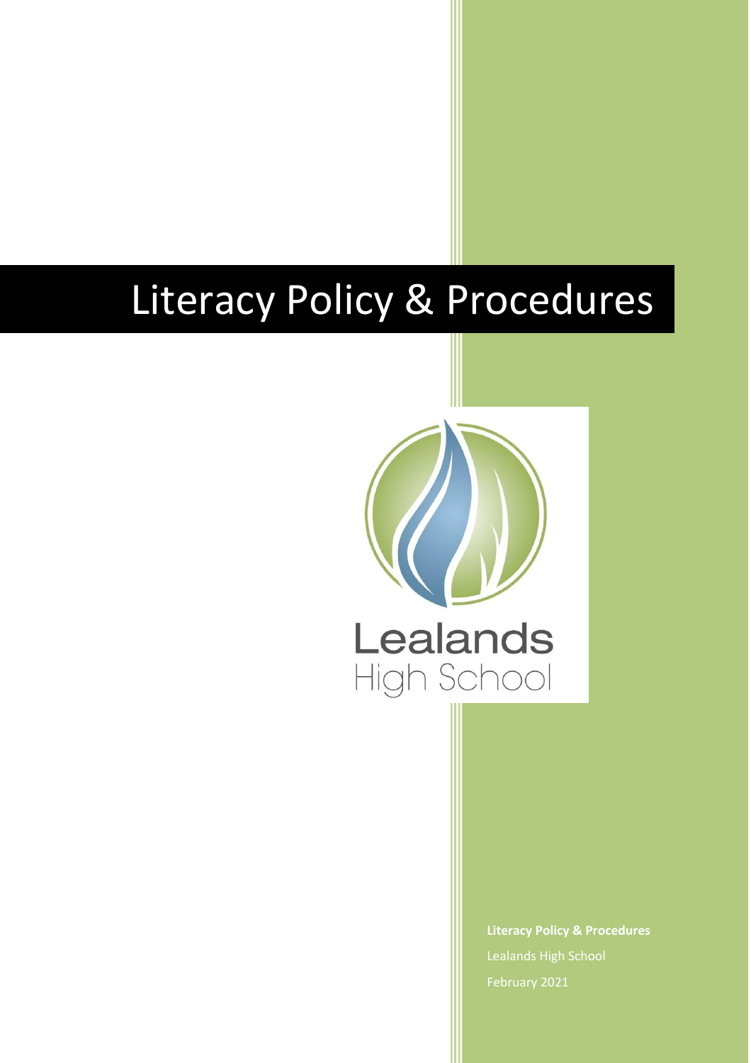# Literacy Policy & Procedures

Lealands
High School

**Literacy Policy & Procedures**

Lealands High School

February 2021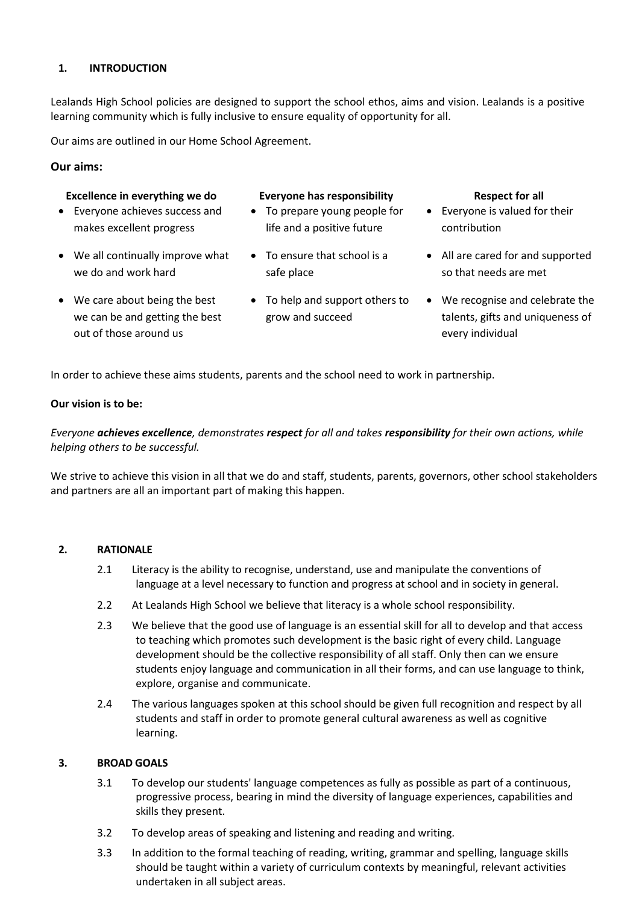## 1. INTRODUCTION

Lealands High School policies are designed to support the school ethos, aims and vision. Lealands is a positive learning community which is fully inclusive to ensure equality of opportunity for all.

Our aims are outlined in our Home School Agreement.

### Our aims:

**Excellence in everything we do**

- Everyone achieves success and makes excellent progress
- We all continually improve what we do and work hard
- We care about being the best we can be and getting the best out of those around us

**Everyone has responsibility**

- To prepare young people for life and a positive future
- To ensure that school is a safe place
- To help and support others to grow and succeed

**Respect for all**

- Everyone is valued for their contribution
- All are cared for and supported so that needs are met
- We recognise and celebrate the talents, gifts and uniqueness of every individual

In order to achieve these aims students, parents and the school need to work in partnership.

**Our vision is to be:**

*Everyone **achieves excellence**, demonstrates **respect** for all and takes **responsibility** for their own actions, while helping others to be successful.*

We strive to achieve this vision in all that we do and staff, students, parents, governors, other school stakeholders and partners are all an important part of making this happen.

## 2. RATIONALE

2.1 Literacy is the ability to recognise, understand, use and manipulate the conventions of language at a level necessary to function and progress at school and in society in general.

2.2 At Lealands High School we believe that literacy is a whole school responsibility.

2.3 We believe that the good use of language is an essential skill for all to develop and that access to teaching which promotes such development is the basic right of every child. Language development should be the collective responsibility of all staff. Only then can we ensure students enjoy language and communication in all their forms, and can use language to think, explore, organise and communicate.

2.4 The various languages spoken at this school should be given full recognition and respect by all students and staff in order to promote general cultural awareness as well as cognitive learning.

## 3. BROAD GOALS

3.1 To develop our students' language competences as fully as possible as part of a continuous, progressive process, bearing in mind the diversity of language experiences, capabilities and skills they present.

3.2 To develop areas of speaking and listening and reading and writing.

3.3 In addition to the formal teaching of reading, writing, grammar and spelling, language skills should be taught within a variety of curriculum contexts by meaningful, relevant activities undertaken in all subject areas.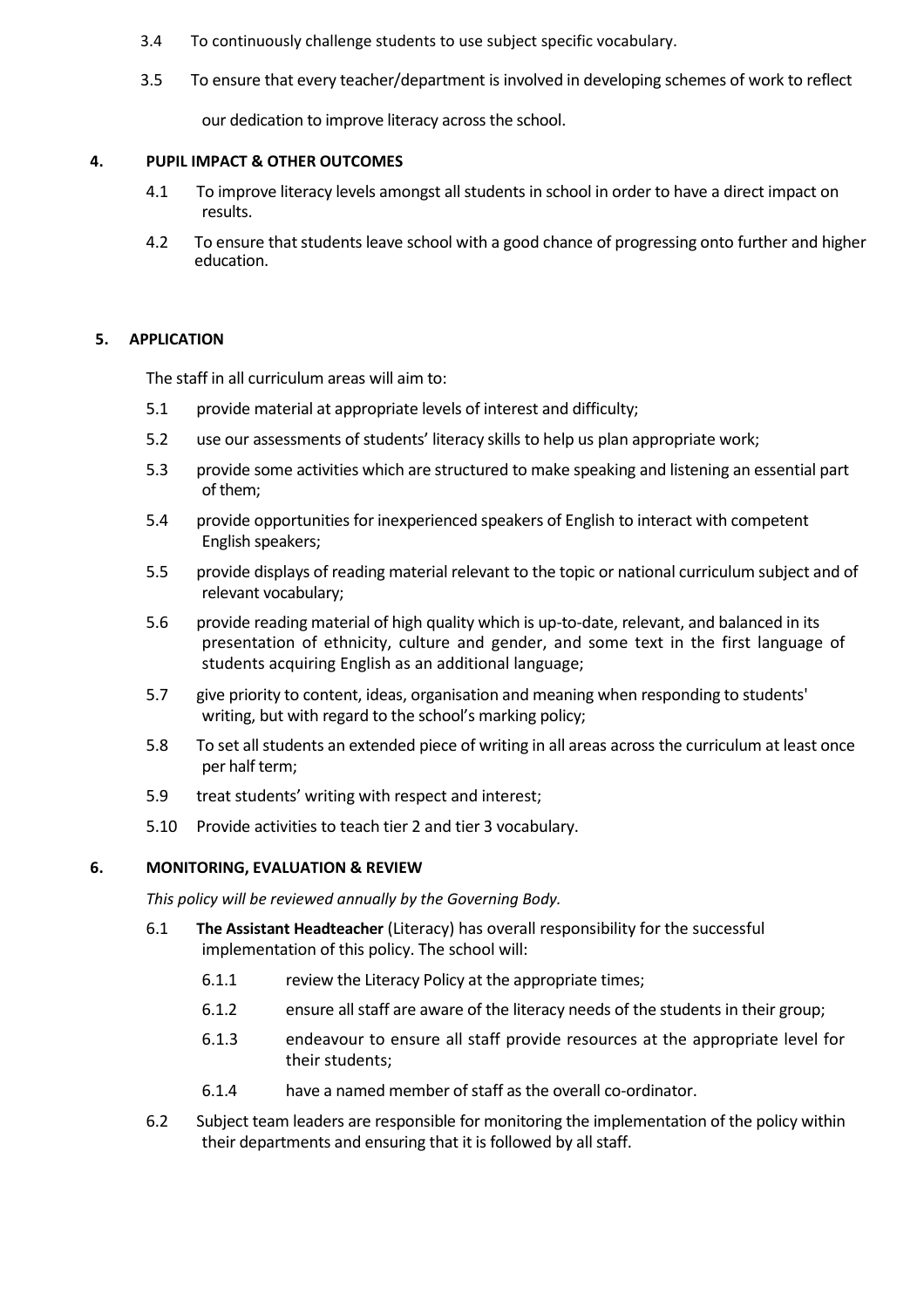3.4 To continuously challenge students to use subject specific vocabulary.

3.5 To ensure that every teacher/department is involved in developing schemes of work to reflect our dedication to improve literacy across the school.

## 4. PUPIL IMPACT & OTHER OUTCOMES

4.1 To improve literacy levels amongst all students in school in order to have a direct impact on results.

4.2 To ensure that students leave school with a good chance of progressing onto further and higher education.

## 5. APPLICATION

The staff in all curriculum areas will aim to:

5.1 provide material at appropriate levels of interest and difficulty;

5.2 use our assessments of students' literacy skills to help us plan appropriate work;

5.3 provide some activities which are structured to make speaking and listening an essential part of them;

5.4 provide opportunities for inexperienced speakers of English to interact with competent English speakers;

5.5 provide displays of reading material relevant to the topic or national curriculum subject and of relevant vocabulary;

5.6 provide reading material of high quality which is up-to-date, relevant, and balanced in its presentation of ethnicity, culture and gender, and some text in the first language of students acquiring English as an additional language;

5.7 give priority to content, ideas, organisation and meaning when responding to students' writing, but with regard to the school's marking policy;

5.8 To set all students an extended piece of writing in all areas across the curriculum at least once per half term;

5.9 treat students' writing with respect and interest;

5.10 Provide activities to teach tier 2 and tier 3 vocabulary.

## 6. MONITORING, EVALUATION & REVIEW

*This policy will be reviewed annually by the Governing Body.*

6.1 **The Assistant Headteacher** (Literacy) has overall responsibility for the successful implementation of this policy. The school will:

6.1.1 review the Literacy Policy at the appropriate times;

6.1.2 ensure all staff are aware of the literacy needs of the students in their group;

6.1.3 endeavour to ensure all staff provide resources at the appropriate level for their students;

6.1.4 have a named member of staff as the overall co-ordinator.

6.2 Subject team leaders are responsible for monitoring the implementation of the policy within their departments and ensuring that it is followed by all staff.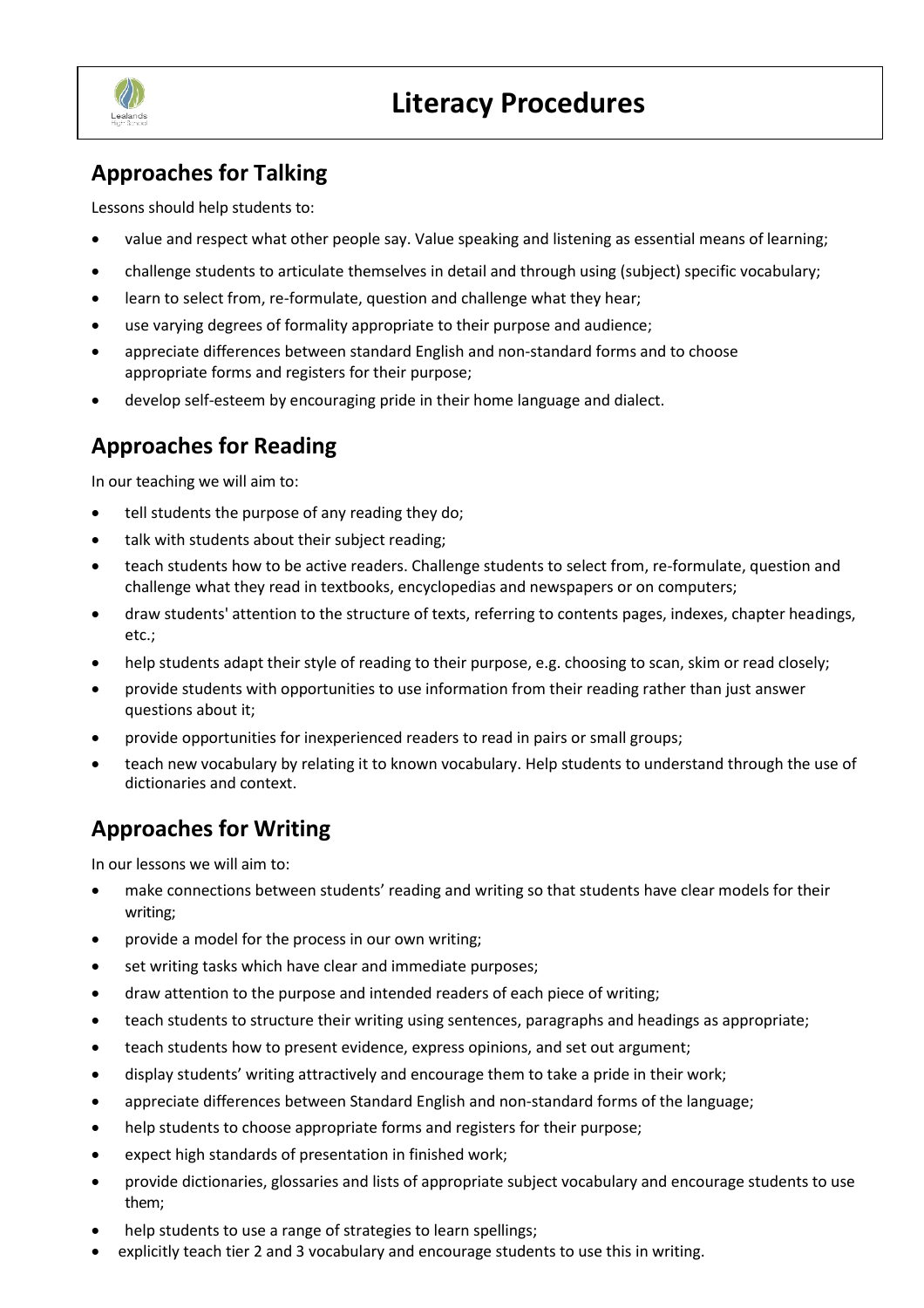# Literacy Procedures

## Approaches for Talking

Lessons should help students to:

- value and respect what other people say. Value speaking and listening as essential means of learning;
- challenge students to articulate themselves in detail and through using (subject) specific vocabulary;
- learn to select from, re-formulate, question and challenge what they hear;
- use varying degrees of formality appropriate to their purpose and audience;
- appreciate differences between standard English and non-standard forms and to choose appropriate forms and registers for their purpose;
- develop self-esteem by encouraging pride in their home language and dialect.

## Approaches for Reading

In our teaching we will aim to:

- tell students the purpose of any reading they do;
- talk with students about their subject reading;
- teach students how to be active readers. Challenge students to select from, re-formulate, question and challenge what they read in textbooks, encyclopedias and newspapers or on computers;
- draw students' attention to the structure of texts, referring to contents pages, indexes, chapter headings, etc.;
- help students adapt their style of reading to their purpose, e.g. choosing to scan, skim or read closely;
- provide students with opportunities to use information from their reading rather than just answer questions about it;
- provide opportunities for inexperienced readers to read in pairs or small groups;
- teach new vocabulary by relating it to known vocabulary. Help students to understand through the use of dictionaries and context.

## Approaches for Writing

In our lessons we will aim to:

- make connections between students' reading and writing so that students have clear models for their writing;
- provide a model for the process in our own writing;
- set writing tasks which have clear and immediate purposes;
- draw attention to the purpose and intended readers of each piece of writing;
- teach students to structure their writing using sentences, paragraphs and headings as appropriate;
- teach students how to present evidence, express opinions, and set out argument;
- display students' writing attractively and encourage them to take a pride in their work;
- appreciate differences between Standard English and non-standard forms of the language;
- help students to choose appropriate forms and registers for their purpose;
- expect high standards of presentation in finished work;
- provide dictionaries, glossaries and lists of appropriate subject vocabulary and encourage students to use them;
- help students to use a range of strategies to learn spellings;
- explicitly teach tier 2 and 3 vocabulary and encourage students to use this in writing.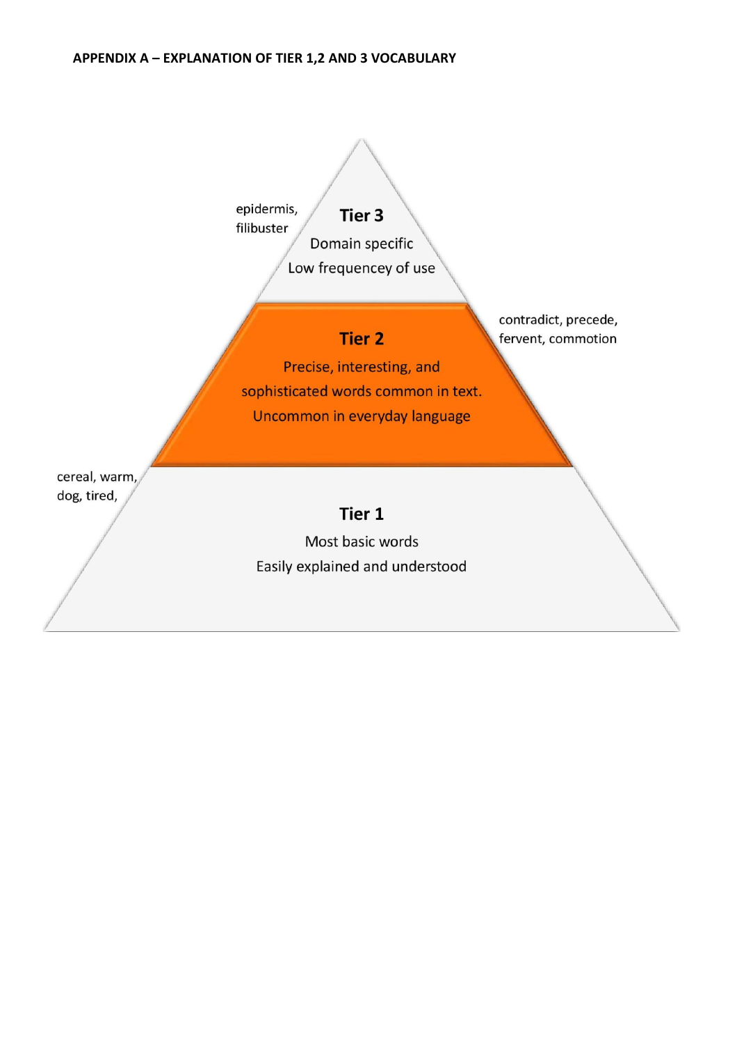**APPENDIX A – EXPLANATION OF TIER 1,2 AND 3 VOCABULARY**

epidermis,
filibuster

Tier 3

Domain specific

Low frequencey of use

contradict, precede,
fervent, commotion

Tier 2

Precise, interesting, and
sophisticated words common in text.
Uncommon in everyday language

cereal, warm,
dog, tired,

Tier 1

Most basic words

Easily explained and understood